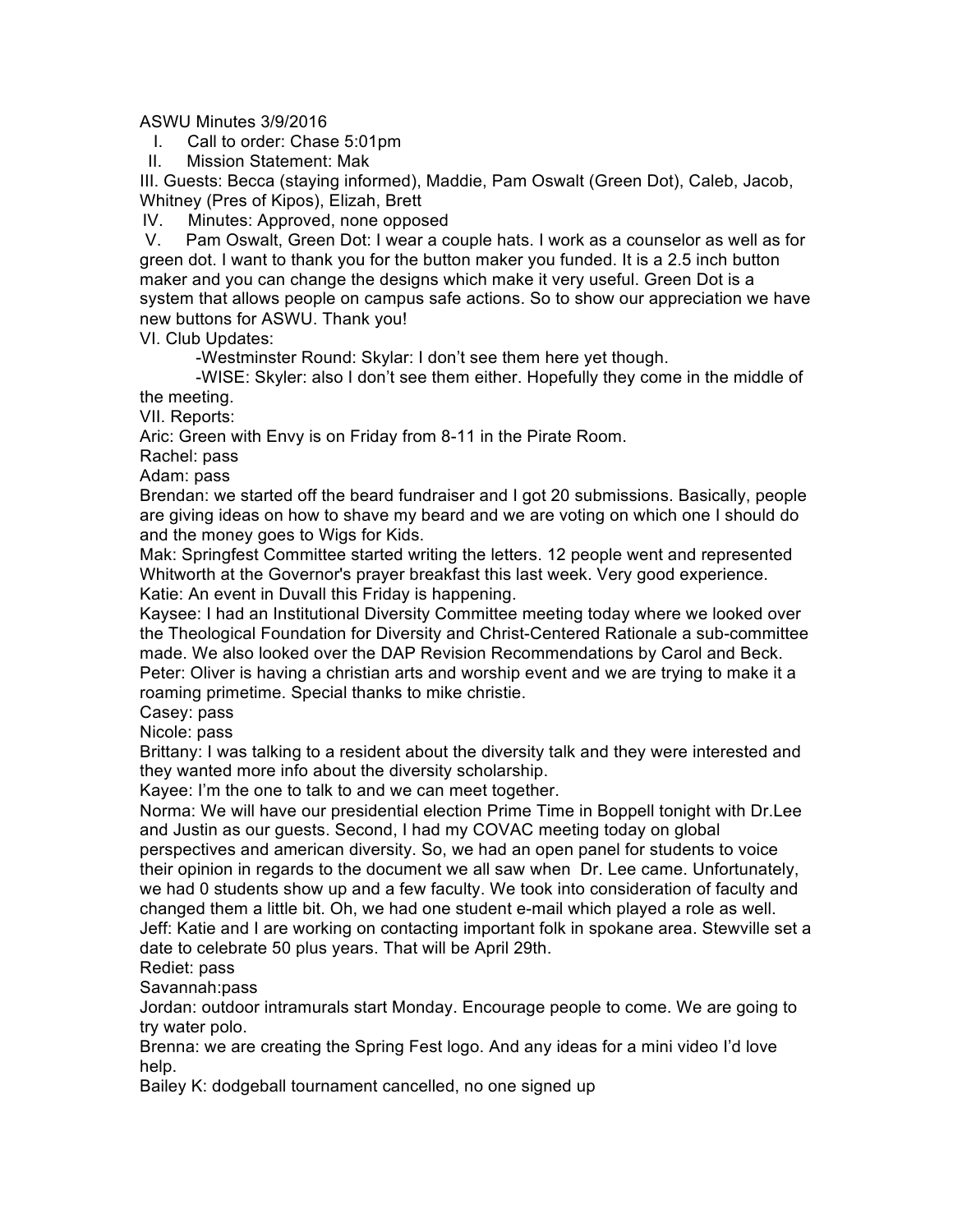ASWU Minutes 3/9/2016

I. Call to order: Chase 5:01pm

II. Mission Statement: Mak

III. Guests: Becca (staying informed), Maddie, Pam Oswalt (Green Dot), Caleb, Jacob, Whitney (Pres of Kipos), Elizah, Brett

IV. Minutes: Approved, none opposed

V. Pam Oswalt, Green Dot: I wear a couple hats. I work as a counselor as well as for green dot. I want to thank you for the button maker you funded. It is a 2.5 inch button maker and you can change the designs which make it very useful. Green Dot is a system that allows people on campus safe actions. So to show our appreciation we have new buttons for ASWU. Thank you!

VI. Club Updates:

- Westminster Round: Skylar: I don't see them here yet though.
- WISE: Skyler: also I don't see them either. Hopefully they come in the middle of the meeting.

VII. Reports:

Aric: Green with Envy is on Friday from 8-11 in the Pirate Room.

Rachel: pass

Adam: pass

Brendan: we started off the beard fundraiser and I got 20 submissions. Basically, people are giving ideas on how to shave my beard and we are voting on which one I should do and the money goes to Wigs for Kids.

Mak: Springfest Committee started writing the letters. 12 people went and represented Whitworth at the Governor's prayer breakfast this last week. Very good experience.

Katie: An event in Duvall this Friday is happening.

Kaysee: I had an Institutional Diversity Committee meeting today where we looked over the Theological Foundation for Diversity and Christ-Centered Rationale a sub-committee made. We also looked over the DAP Revision Recommendations by Carol and Beck.

Peter: Oliver is having a christian arts and worship event and we are trying to make it a roaming primetime. Special thanks to mike christie.

Casey: pass

Nicole: pass

Brittany: I was talking to a resident about the diversity talk and they were interested and they wanted more info about the diversity scholarship.

Kayee: I'm the one to talk to and we can meet together.

Norma: We will have our presidential election Prime Time in Boppell tonight with Dr.Lee and Justin as our guests. Second, I had my COVAC meeting today on global perspectives and american diversity. So, we had an open panel for students to voice their opinion in regards to the document we all saw when Dr. Lee came. Unfortunately, we had 0 students show up and a few faculty. We took into consideration of faculty and changed them a little bit. Oh, we had one student e-mail which played a role as well.

Jeff: Katie and I are working on contacting important folk in spokane area. Stewville set a date to celebrate 50 plus years. That will be April 29th.

Rediet: pass

Savannah:pass

Jordan: outdoor intramurals start Monday. Encourage people to come. We are going to try water polo.

Brenna: we are creating the Spring Fest logo. And any ideas for a mini video I'd love help.

Bailey K: dodgeball tournament cancelled, no one signed up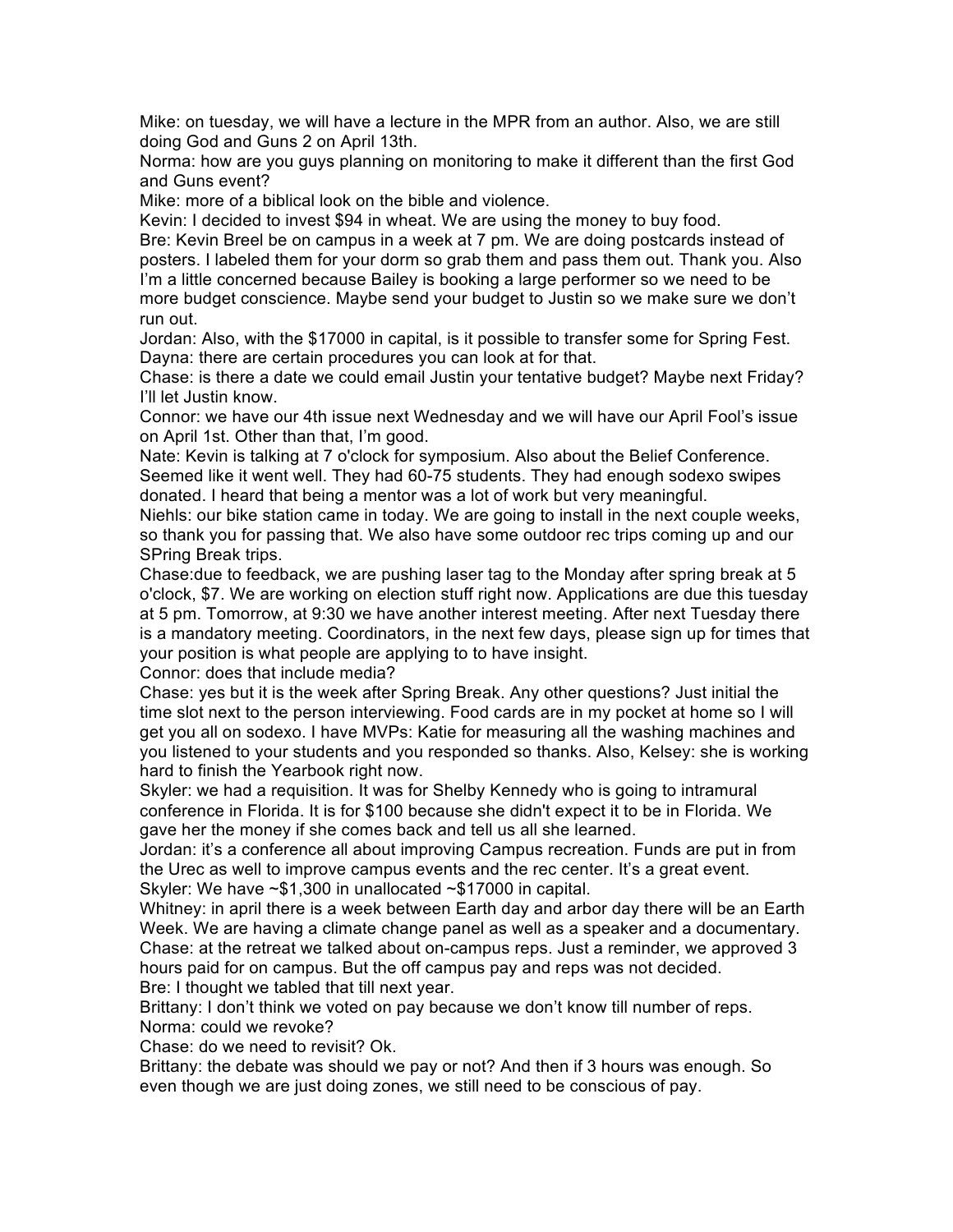Mike: on tuesday, we will have a lecture in the MPR from an author. Also, we are still doing God and Guns 2 on April 13th.

Norma: how are you guys planning on monitoring to make it different than the first God and Guns event?

Mike: more of a biblical look on the bible and violence.

Kevin: I decided to invest $94 in wheat. We are using the money to buy food.

Bre: Kevin Breel be on campus in a week at 7 pm. We are doing postcards instead of posters. I labeled them for your dorm so grab them and pass them out. Thank you. Also I'm a little concerned because Bailey is booking a large performer so we need to be more budget conscience. Maybe send your budget to Justin so we make sure we don't run out.

Jordan: Also, with the $17000 in capital, is it possible to transfer some for Spring Fest.

Dayna: there are certain procedures you can look at for that.

Chase: is there a date we could email Justin your tentative budget? Maybe next Friday? I'll let Justin know.

Connor: we have our 4th issue next Wednesday and we will have our April Fool's issue on April 1st. Other than that, I'm good.

Nate: Kevin is talking at 7 o'clock for symposium. Also about the Belief Conference. Seemed like it went well. They had 60-75 students. They had enough sodexo swipes donated. I heard that being a mentor was a lot of work but very meaningful.

Niehls: our bike station came in today. We are going to install in the next couple weeks, so thank you for passing that. We also have some outdoor rec trips coming up and our SPring Break trips.

Chase:due to feedback, we are pushing laser tag to the Monday after spring break at 5 o'clock, $7. We are working on election stuff right now. Applications are due this tuesday at 5 pm. Tomorrow, at 9:30 we have another interest meeting. After next Tuesday there is a mandatory meeting. Coordinators, in the next few days, please sign up for times that your position is what people are applying to to have insight.

Connor: does that include media?

Chase: yes but it is the week after Spring Break. Any other questions? Just initial the time slot next to the person interviewing. Food cards are in my pocket at home so I will get you all on sodexo. I have MVPs: Katie for measuring all the washing machines and you listened to your students and you responded so thanks. Also, Kelsey: she is working hard to finish the Yearbook right now.

Skyler: we had a requisition. It was for Shelby Kennedy who is going to intramural conference in Florida. It is for $100 because she didn't expect it to be in Florida. We gave her the money if she comes back and tell us all she learned.

Jordan: it's a conference all about improving Campus recreation. Funds are put in from the Urec as well to improve campus events and the rec center. It's a great event.

Skyler: We have ~$1,300 in unallocated ~$17000 in capital.

Whitney: in april there is a week between Earth day and arbor day there will be an Earth Week. We are having a climate change panel as well as a speaker and a documentary.

Chase: at the retreat we talked about on-campus reps. Just a reminder, we approved 3 hours paid for on campus. But the off campus pay and reps was not decided.

Bre: I thought we tabled that till next year.

Brittany: I don't think we voted on pay because we don't know till number of reps.

Norma: could we revoke?

Chase: do we need to revisit? Ok.

Brittany: the debate was should we pay or not? And then if 3 hours was enough. So even though we are just doing zones, we still need to be conscious of pay.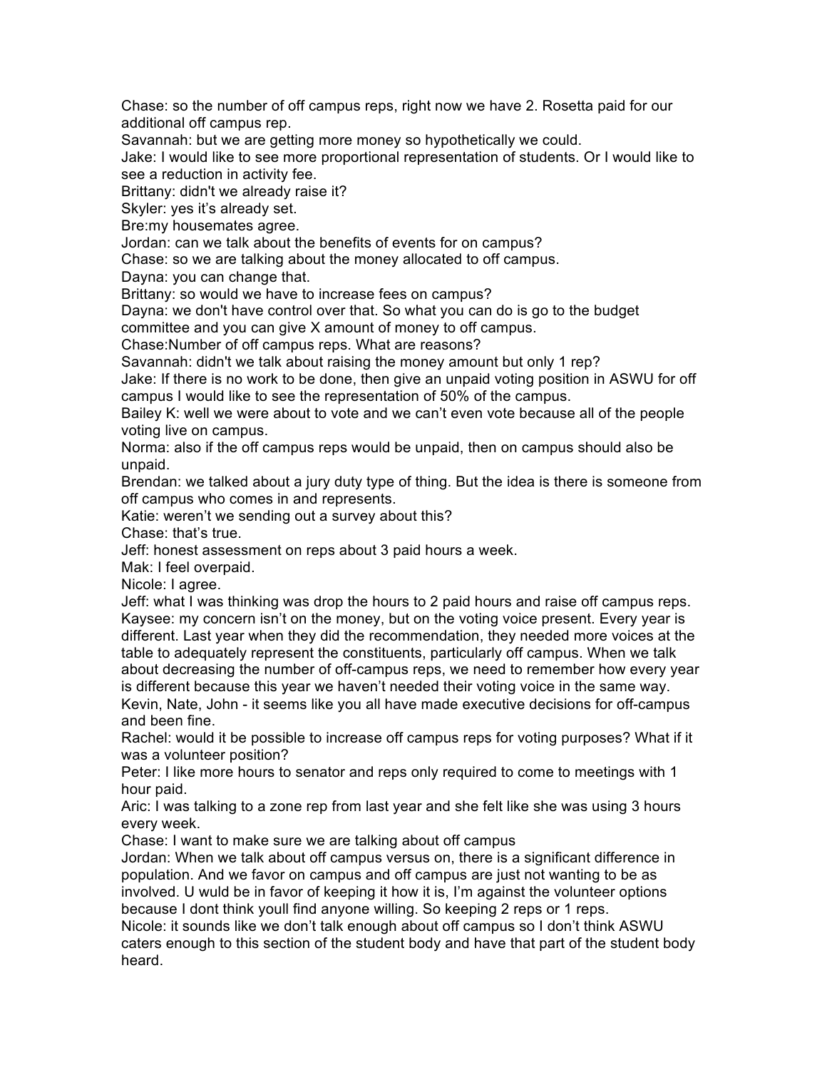Chase: so the number of off campus reps, right now we have 2. Rosetta paid for our additional off campus rep.

Savannah: but we are getting more money so hypothetically we could.

Jake: I would like to see more proportional representation of students. Or I would like to see a reduction in activity fee.

Brittany: didn't we already raise it?

Skyler: yes it's already set.

Bre:my housemates agree.

Jordan: can we talk about the benefits of events for on campus?

Chase: so we are talking about the money allocated to off campus.

Dayna: you can change that.

Brittany: so would we have to increase fees on campus?

Dayna: we don't have control over that. So what you can do is go to the budget committee and you can give X amount of money to off campus.

Chase:Number of off campus reps. What are reasons?

Savannah: didn't we talk about raising the money amount but only 1 rep?

Jake: If there is no work to be done, then give an unpaid voting position in ASWU for off campus I would like to see the representation of 50% of the campus.

Bailey K: well we were about to vote and we can't even vote because all of the people voting live on campus.

Norma: also if the off campus reps would be unpaid, then on campus should also be unpaid.

Brendan: we talked about a jury duty type of thing. But the idea is there is someone from off campus who comes in and represents.

Katie: weren't we sending out a survey about this?

Chase: that's true.

Jeff: honest assessment on reps about 3 paid hours a week.

Mak: I feel overpaid.

Nicole: I agree.

Jeff: what I was thinking was drop the hours to 2 paid hours and raise off campus reps.

Kaysee: my concern isn't on the money, but on the voting voice present. Every year is different. Last year when they did the recommendation, they needed more voices at the table to adequately represent the constituents, particularly off campus. When we talk about decreasing the number of off-campus reps, we need to remember how every year is different because this year we haven't needed their voting voice in the same way. Kevin, Nate, John - it seems like you all have made executive decisions for off-campus and been fine.

Rachel: would it be possible to increase off campus reps for voting purposes? What if it was a volunteer position?

Peter: I like more hours to senator and reps only required to come to meetings with 1 hour paid.

Aric: I was talking to a zone rep from last year and she felt like she was using 3 hours every week.

Chase: I want to make sure we are talking about off campus

Jordan: When we talk about off campus versus on, there is a significant difference in population. And we favor on campus and off campus are just not wanting to be as involved. U wuld be in favor of keeping it how it is, I'm against the volunteer options because I dont think youll find anyone willing. So keeping 2 reps or 1 reps.

Nicole: it sounds like we don't talk enough about off campus so I don't think ASWU caters enough to this section of the student body and have that part of the student body heard.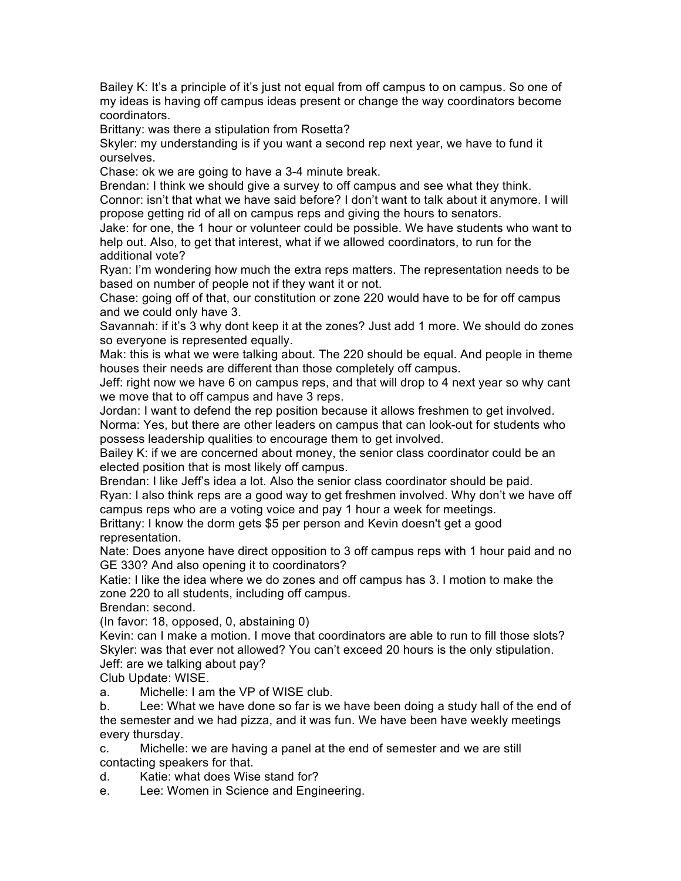Bailey K: It's a principle of it's just not equal from off campus to on campus. So one of my ideas is having off campus ideas present or change the way coordinators become coordinators.

Brittany: was there a stipulation from Rosetta?

Skyler: my understanding is if you want a second rep next year, we have to fund it ourselves.

Chase: ok we are going to have a 3-4 minute break.

Brendan: I think we should give a survey to off campus and see what they think.

Connor: isn't that what we have said before? I don't want to talk about it anymore. I will propose getting rid of all on campus reps and giving the hours to senators.

Jake: for one, the 1 hour or volunteer could be possible. We have students who want to help out. Also, to get that interest, what if we allowed coordinators, to run for the additional vote?

Ryan: I'm wondering how much the extra reps matters. The representation needs to be based on number of people not if they want it or not.

Chase: going off of that, our constitution or zone 220 would have to be for off campus and we could only have 3.

Savannah: if it's 3 why dont keep it at the zones? Just add 1 more. We should do zones so everyone is represented equally.

Mak: this is what we were talking about. The 220 should be equal. And people in theme houses their needs are different than those completely off campus.

Jeff: right now we have 6 on campus reps, and that will drop to 4 next year so why cant we move that to off campus and have 3 reps.

Jordan: I want to defend the rep position because it allows freshmen to get involved.

Norma: Yes, but there are other leaders on campus that can look-out for students who possess leadership qualities to encourage them to get involved.

Bailey K: if we are concerned about money, the senior class coordinator could be an elected position that is most likely off campus.

Brendan: I like Jeff's idea a lot. Also the senior class coordinator should be paid.

Ryan: I also think reps are a good way to get freshmen involved. Why don't we have off campus reps who are a voting voice and pay 1 hour a week for meetings.

Brittany: I know the dorm gets $5 per person and Kevin doesn't get a good representation.

Nate: Does anyone have direct opposition to 3 off campus reps with 1 hour paid and no GE 330? And also opening it to coordinators?

Katie: I like the idea where we do zones and off campus has 3. I motion to make the zone 220 to all students, including off campus.

Brendan: second.

(In favor: 18, opposed, 0, abstaining 0)

Kevin: can I make a motion. I move that coordinators are able to run to fill those slots?

Skyler: was that ever not allowed? You can't exceed 20 hours is the only stipulation.

Jeff: are we talking about pay?

Club Update: WISE.

a. Michelle: I am the VP of WISE club.

b. Lee: What we have done so far is we have been doing a study hall of the end of the semester and we had pizza, and it was fun. We have been have weekly meetings every thursday.

c. Michelle: we are having a panel at the end of semester and we are still contacting speakers for that.

d. Katie: what does Wise stand for?

e. Lee: Women in Science and Engineering.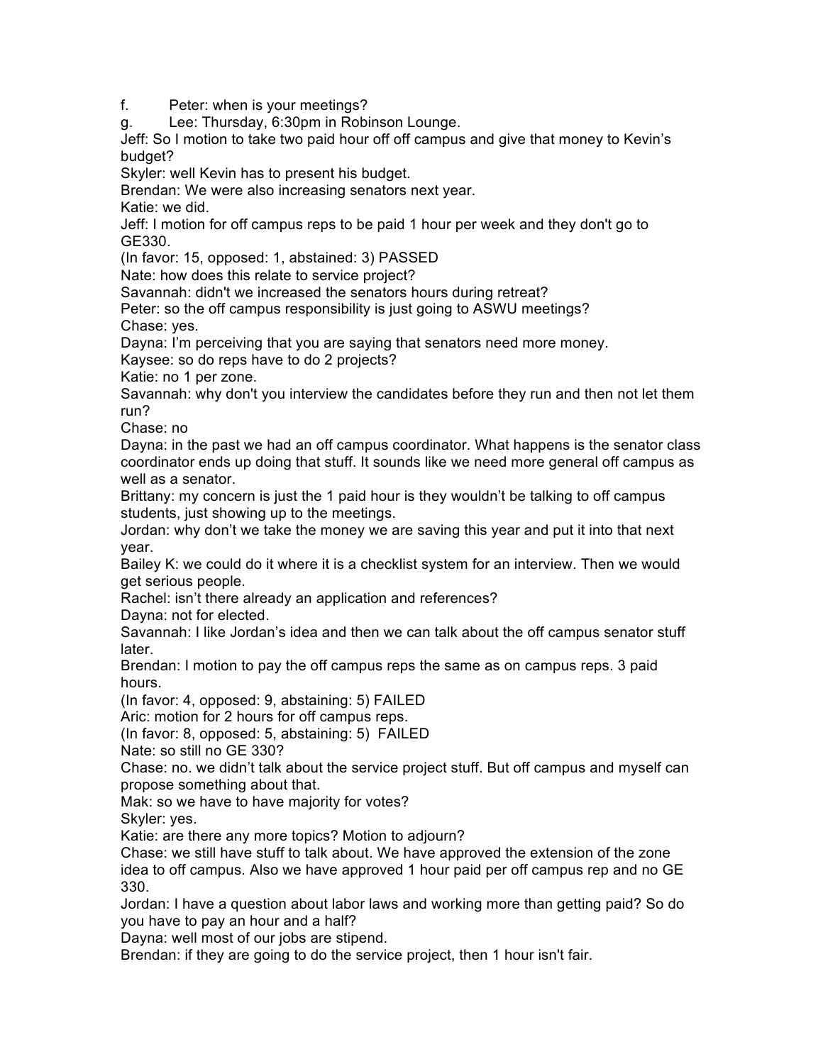f. Peter: when is your meetings?

g. Lee: Thursday, 6:30pm in Robinson Lounge.

Jeff: So I motion to take two paid hour off off campus and give that money to Kevin's budget?

Skyler: well Kevin has to present his budget.

Brendan: We were also increasing senators next year.

Katie: we did.

Jeff: I motion for off campus reps to be paid 1 hour per week and they don't go to GE330.

(In favor: 15, opposed: 1, abstained: 3) PASSED

Nate: how does this relate to service project?

Savannah: didn't we increased the senators hours during retreat?

Peter: so the off campus responsibility is just going to ASWU meetings?

Chase: yes.

Dayna: I'm perceiving that you are saying that senators need more money.

Kaysee: so do reps have to do 2 projects?

Katie: no 1 per zone.

Savannah: why don't you interview the candidates before they run and then not let them run?

Chase: no

Dayna: in the past we had an off campus coordinator. What happens is the senator class coordinator ends up doing that stuff. It sounds like we need more general off campus as well as a senator.

Brittany: my concern is just the 1 paid hour is they wouldn't be talking to off campus students, just showing up to the meetings.

Jordan: why don't we take the money we are saving this year and put it into that next year.

Bailey K: we could do it where it is a checklist system for an interview. Then we would get serious people.

Rachel: isn't there already an application and references?

Dayna: not for elected.

Savannah: I like Jordan's idea and then we can talk about the off campus senator stuff later.

Brendan: I motion to pay the off campus reps the same as on campus reps. 3 paid hours.

(In favor: 4, opposed: 9, abstaining: 5) FAILED

Aric: motion for 2 hours for off campus reps.

(In favor: 8, opposed: 5, abstaining: 5) FAILED

Nate: so still no GE 330?

Chase: no. we didn't talk about the service project stuff. But off campus and myself can propose something about that.

Mak: so we have to have majority for votes?

Skyler: yes.

Katie: are there any more topics? Motion to adjourn?

Chase: we still have stuff to talk about. We have approved the extension of the zone idea to off campus. Also we have approved 1 hour paid per off campus rep and no GE 330.

Jordan: I have a question about labor laws and working more than getting paid? So do you have to pay an hour and a half?

Dayna: well most of our jobs are stipend.

Brendan: if they are going to do the service project, then 1 hour isn't fair.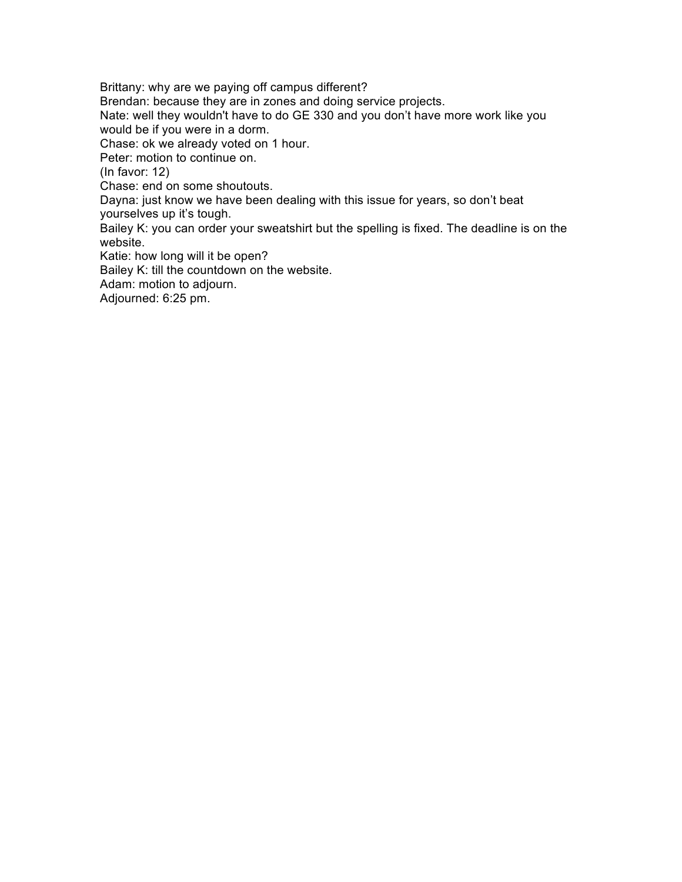Brittany: why are we paying off campus different?
Brendan: because they are in zones and doing service projects.
Nate: well they wouldn't have to do GE 330 and you don't have more work like you would be if you were in a dorm.
Chase: ok we already voted on 1 hour.
Peter: motion to continue on.
(In favor: 12)
Chase: end on some shoutouts.
Dayna: just know we have been dealing with this issue for years, so don't beat yourselves up it's tough.
Bailey K: you can order your sweatshirt but the spelling is fixed. The deadline is on the website.
Katie: how long will it be open?
Bailey K: till the countdown on the website.
Adam: motion to adjourn.
Adjourned: 6:25 pm.